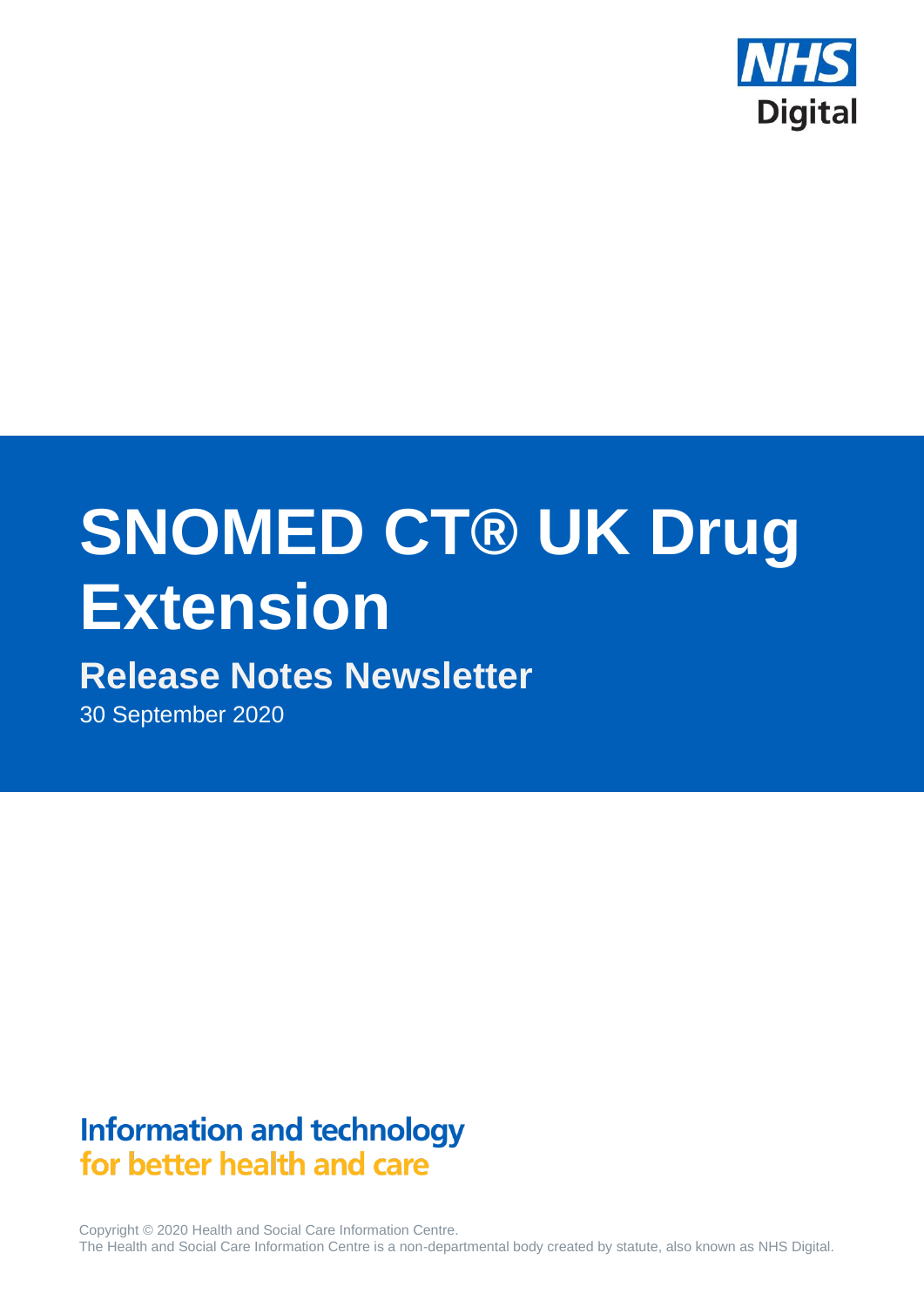NHS Digital

# SNOMED CT® UK Drug Extension

## Release Notes Newsletter

30 September 2020

**Information and technology for better health and care**

Copyright © 2020 Health and Social Care Information Centre.
The Health and Social Care Information Centre is a non-departmental body created by statute, also known as NHS Digital.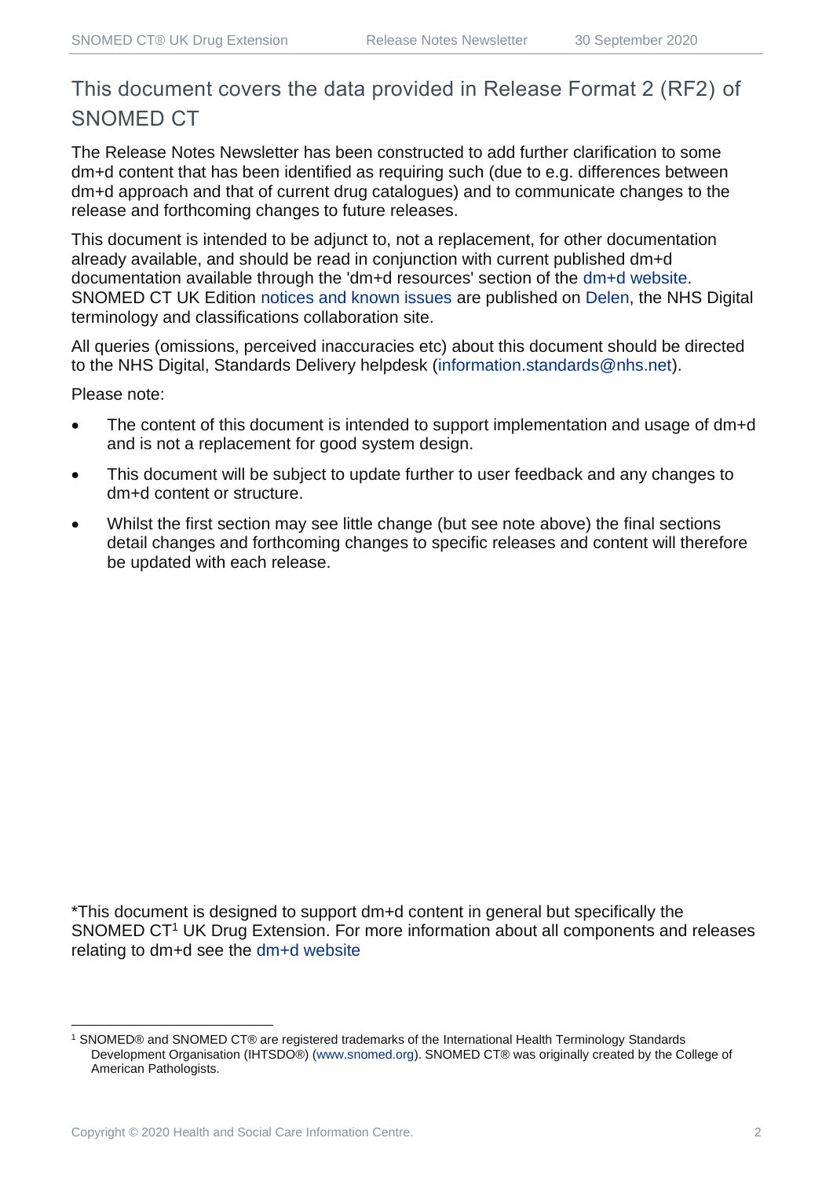## This document covers the data provided in Release Format 2 (RF2) of SNOMED CT

The Release Notes Newsletter has been constructed to add further clarification to some dm+d content that has been identified as requiring such (due to e.g. differences between dm+d approach and that of current drug catalogues) and to communicate changes to the release and forthcoming changes to future releases.

This document is intended to be adjunct to, not a replacement, for other documentation already available, and should be read in conjunction with current published dm+d documentation available through the 'dm+d resources' section of the dm+d website. SNOMED CT UK Edition notices and known issues are published on Delen, the NHS Digital terminology and classifications collaboration site.

All queries (omissions, perceived inaccuracies etc) about this document should be directed to the NHS Digital, Standards Delivery helpdesk (information.standards@nhs.net).

Please note:

- The content of this document is intended to support implementation and usage of dm+d and is not a replacement for good system design.
- This document will be subject to update further to user feedback and any changes to dm+d content or structure.
- Whilst the first section may see little change (but see note above) the final sections detail changes and forthcoming changes to specific releases and content will therefore be updated with each release.

*This document is designed to support dm+d content in general but specifically the SNOMED CT[1] UK Drug Extension. For more information about all components and releases relating to dm+d see the dm+d website

[1] SNOMED® and SNOMED CT® are registered trademarks of the International Health Terminology Standards Development Organisation (IHTSDO®) (www.snomed.org). SNOMED CT® was originally created by the College of American Pathologists.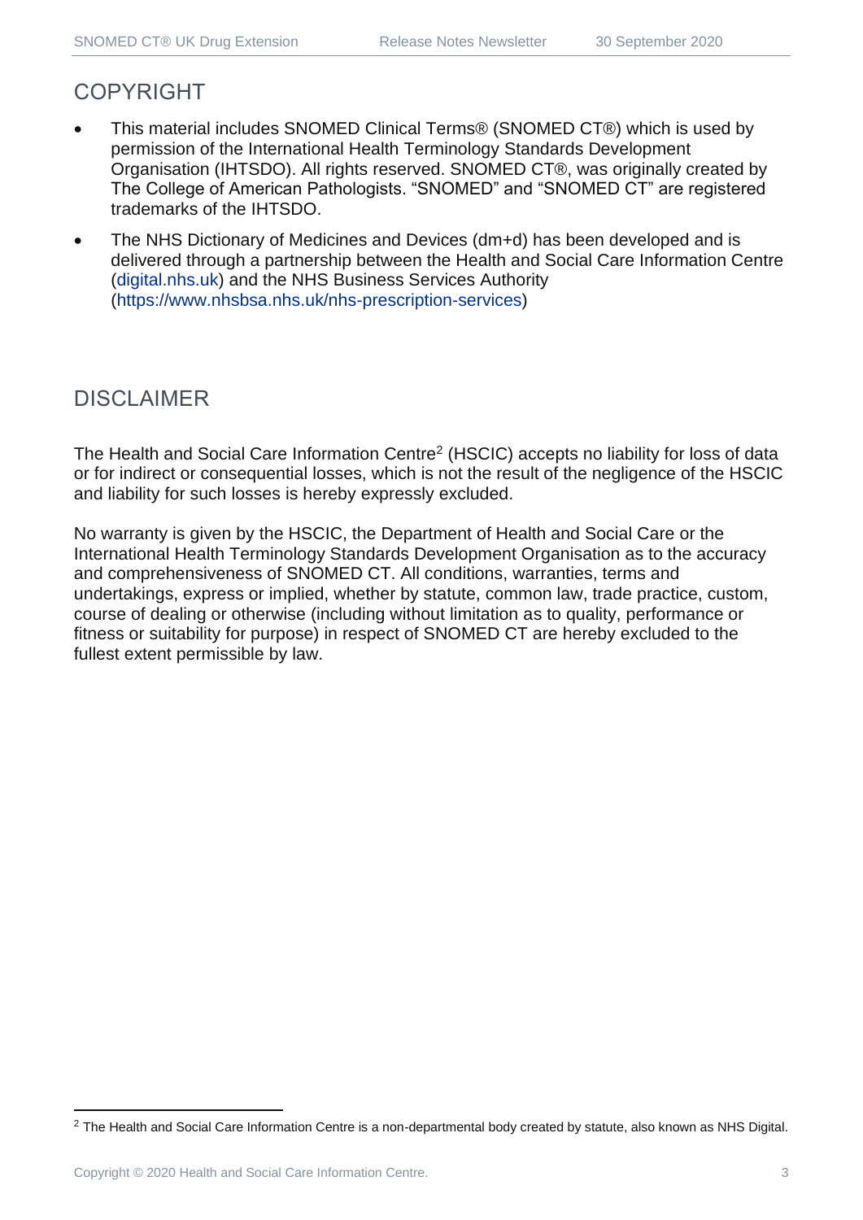## COPYRIGHT

- This material includes SNOMED Clinical Terms® (SNOMED CT®) which is used by permission of the International Health Terminology Standards Development Organisation (IHTSDO). All rights reserved. SNOMED CT®, was originally created by The College of American Pathologists. “SNOMED” and “SNOMED CT” are registered trademarks of the IHTSDO.
- The NHS Dictionary of Medicines and Devices (dm+d) has been developed and is delivered through a partnership between the Health and Social Care Information Centre (digital.nhs.uk) and the NHS Business Services Authority (https://www.nhsbsa.nhs.uk/nhs-prescription-services)

## DISCLAIMER

The Health and Social Care Information Centre[2] (HSCIC) accepts no liability for loss of data or for indirect or consequential losses, which is not the result of the negligence of the HSCIC and liability for such losses is hereby expressly excluded.

No warranty is given by the HSCIC, the Department of Health and Social Care or the International Health Terminology Standards Development Organisation as to the accuracy and comprehensiveness of SNOMED CT. All conditions, warranties, terms and undertakings, express or implied, whether by statute, common law, trade practice, custom, course of dealing or otherwise (including without limitation as to quality, performance or fitness or suitability for purpose) in respect of SNOMED CT are hereby excluded to the fullest extent permissible by law.

[2] The Health and Social Care Information Centre is a non-departmental body created by statute, also known as NHS Digital.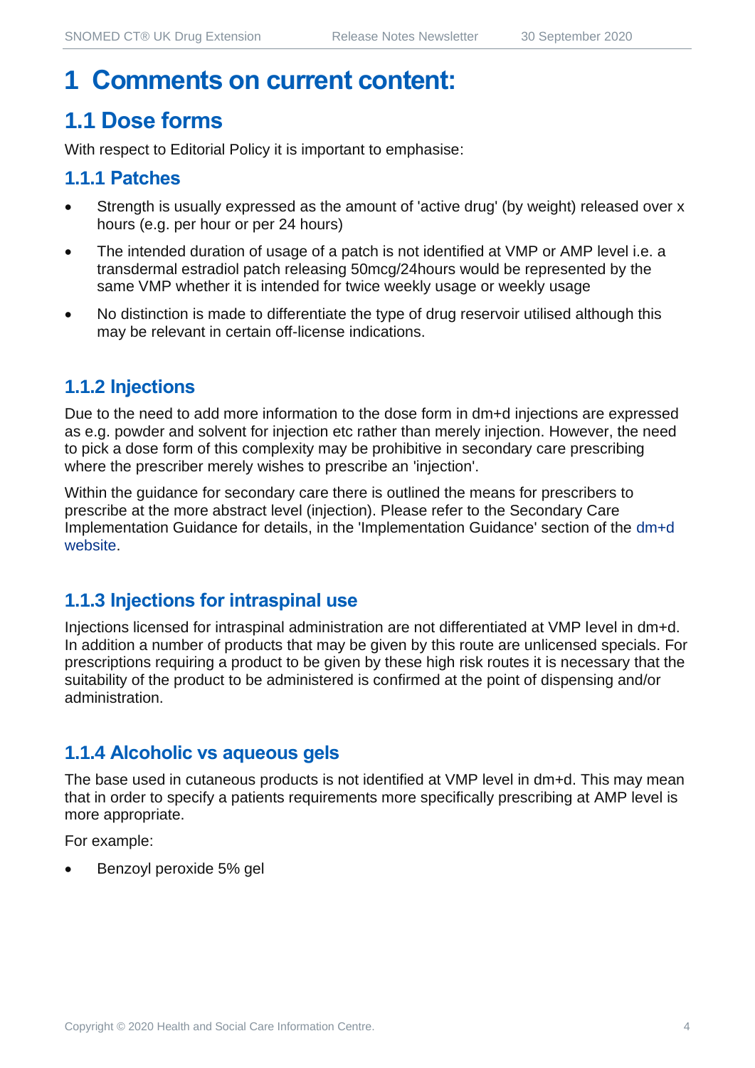# 1 Comments on current content:

## 1.1 Dose forms

With respect to Editorial Policy it is important to emphasise:

### 1.1.1 Patches

- Strength is usually expressed as the amount of 'active drug' (by weight) released over x hours (e.g. per hour or per 24 hours)
- The intended duration of usage of a patch is not identified at VMP or AMP level i.e. a transdermal estradiol patch releasing 50mcg/24hours would be represented by the same VMP whether it is intended for twice weekly usage or weekly usage
- No distinction is made to differentiate the type of drug reservoir utilised although this may be relevant in certain off-license indications.

### 1.1.2 Injections

Due to the need to add more information to the dose form in dm+d injections are expressed as e.g. powder and solvent for injection etc rather than merely injection. However, the need to pick a dose form of this complexity may be prohibitive in secondary care prescribing where the prescriber merely wishes to prescribe an 'injection'.

Within the guidance for secondary care there is outlined the means for prescribers to prescribe at the more abstract level (injection). Please refer to the Secondary Care Implementation Guidance for details, in the 'Implementation Guidance' section of the dm+d website.

### 1.1.3 Injections for intraspinal use

Injections licensed for intraspinal administration are not differentiated at VMP level in dm+d. In addition a number of products that may be given by this route are unlicensed specials. For prescriptions requiring a product to be given by these high risk routes it is necessary that the suitability of the product to be administered is confirmed at the point of dispensing and/or administration.

### 1.1.4 Alcoholic vs aqueous gels

The base used in cutaneous products is not identified at VMP level in dm+d. This may mean that in order to specify a patients requirements more specifically prescribing at AMP level is more appropriate.

For example:

- Benzoyl peroxide 5% gel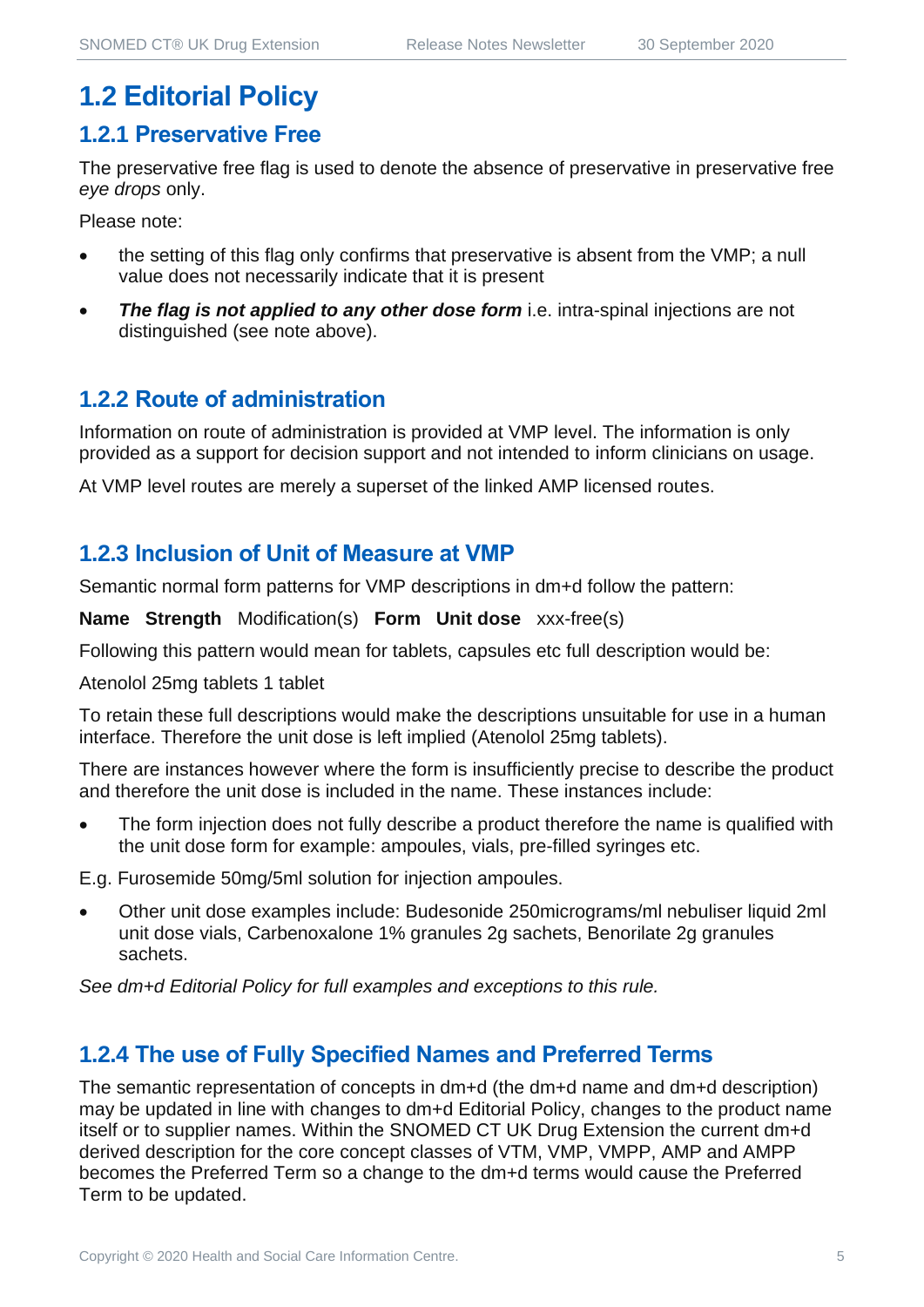## 1.2 Editorial Policy

### 1.2.1 Preservative Free

The preservative free flag is used to denote the absence of preservative in preservative free *eye drops* only.

Please note:

- the setting of this flag only confirms that preservative is absent from the VMP; a null value does not necessarily indicate that it is present
- ***The flag is not applied to any other dose form*** i.e. intra-spinal injections are not distinguished (see note above).

### 1.2.2 Route of administration

Information on route of administration is provided at VMP level. The information is only provided as a support for decision support and not intended to inform clinicians on usage.

At VMP level routes are merely a superset of the linked AMP licensed routes.

### 1.2.3 Inclusion of Unit of Measure at VMP

Semantic normal form patterns for VMP descriptions in dm+d follow the pattern:

**Name** **Strength** Modification(s) **Form** **Unit dose** xxx-free(s)

Following this pattern would mean for tablets, capsules etc full description would be:

Atenolol 25mg tablets 1 tablet

To retain these full descriptions would make the descriptions unsuitable for use in a human interface. Therefore the unit dose is left implied (Atenolol 25mg tablets).

There are instances however where the form is insufficiently precise to describe the product and therefore the unit dose is included in the name. These instances include:

- The form injection does not fully describe a product therefore the name is qualified with the unit dose form for example: ampoules, vials, pre-filled syringes etc.

E.g. Furosemide 50mg/5ml solution for injection ampoules.

- Other unit dose examples include: Budesonide 250micrograms/ml nebuliser liquid 2ml unit dose vials, Carbenoxalone 1% granules 2g sachets, Benorilate 2g granules sachets.

*See dm+d Editorial Policy for full examples and exceptions to this rule.*

### 1.2.4 The use of Fully Specified Names and Preferred Terms

The semantic representation of concepts in dm+d (the dm+d name and dm+d description) may be updated in line with changes to dm+d Editorial Policy, changes to the product name itself or to supplier names. Within the SNOMED CT UK Drug Extension the current dm+d derived description for the core concept classes of VTM, VMP, VMPP, AMP and AMPP becomes the Preferred Term so a change to the dm+d terms would cause the Preferred Term to be updated.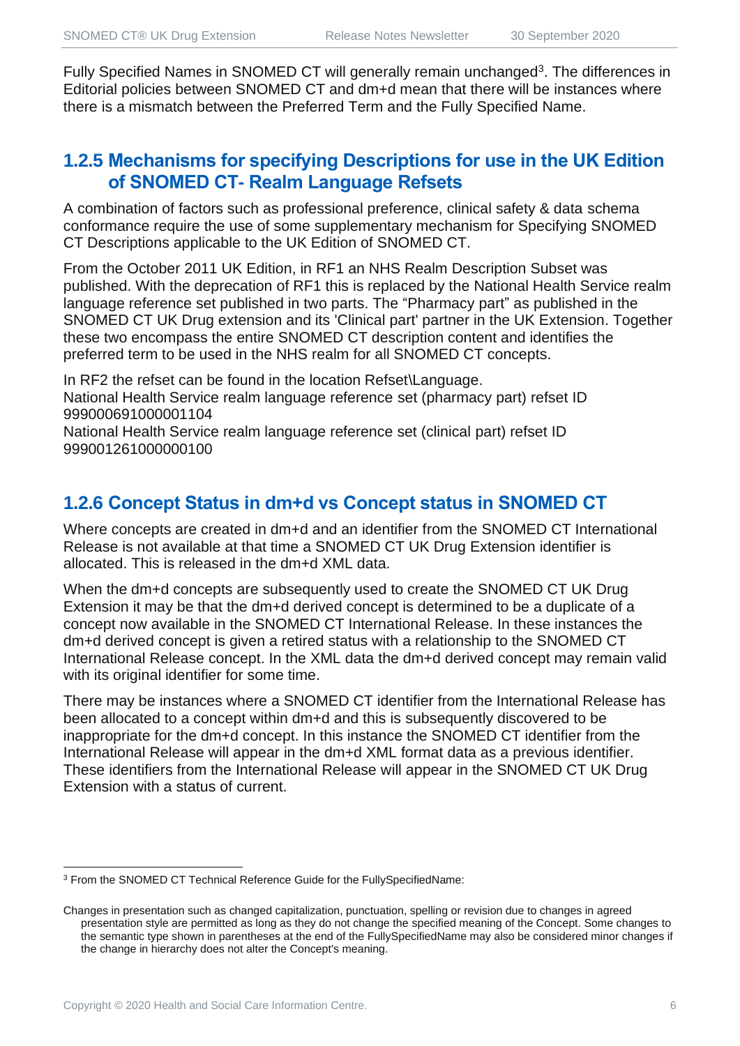Fully Specified Names in SNOMED CT will generally remain unchanged[3]. The differences in Editorial policies between SNOMED CT and dm+d mean that there will be instances where there is a mismatch between the Preferred Term and the Fully Specified Name.

### 1.2.5 Mechanisms for specifying Descriptions for use in the UK Edition of SNOMED CT- Realm Language Refsets

A combination of factors such as professional preference, clinical safety & data schema conformance require the use of some supplementary mechanism for Specifying SNOMED CT Descriptions applicable to the UK Edition of SNOMED CT.

From the October 2011 UK Edition, in RF1 an NHS Realm Description Subset was published. With the deprecation of RF1 this is replaced by the National Health Service realm language reference set published in two parts. The "Pharmacy part" as published in the SNOMED CT UK Drug extension and its 'Clinical part' partner in the UK Extension. Together these two encompass the entire SNOMED CT description content and identifies the preferred term to be used in the NHS realm for all SNOMED CT concepts.

In RF2 the refset can be found in the location Refset\Language.
National Health Service realm language reference set (pharmacy part) refset ID 999000691000001104
National Health Service realm language reference set (clinical part) refset ID 999001261000000100

### 1.2.6 Concept Status in dm+d vs Concept status in SNOMED CT

Where concepts are created in dm+d and an identifier from the SNOMED CT International Release is not available at that time a SNOMED CT UK Drug Extension identifier is allocated. This is released in the dm+d XML data.

When the dm+d concepts are subsequently used to create the SNOMED CT UK Drug Extension it may be that the dm+d derived concept is determined to be a duplicate of a concept now available in the SNOMED CT International Release. In these instances the dm+d derived concept is given a retired status with a relationship to the SNOMED CT International Release concept. In the XML data the dm+d derived concept may remain valid with its original identifier for some time.

There may be instances where a SNOMED CT identifier from the International Release has been allocated to a concept within dm+d and this is subsequently discovered to be inappropriate for the dm+d concept. In this instance the SNOMED CT identifier from the International Release will appear in the dm+d XML format data as a previous identifier. These identifiers from the International Release will appear in the SNOMED CT UK Drug Extension with a status of current.

---

[3] From the SNOMED CT Technical Reference Guide for the FullySpecifiedName:

Changes in presentation such as changed capitalization, punctuation, spelling or revision due to changes in agreed presentation style are permitted as long as they do not change the specified meaning of the Concept. Some changes to the semantic type shown in parentheses at the end of the FullySpecifiedName may also be considered minor changes if the change in hierarchy does not alter the Concept's meaning.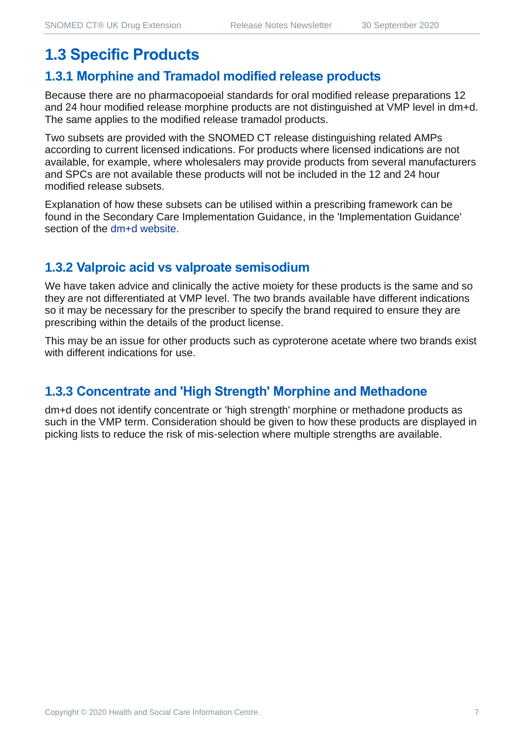## 1.3 Specific Products

### 1.3.1 Morphine and Tramadol modified release products

Because there are no pharmacopoeial standards for oral modified release preparations 12 and 24 hour modified release morphine products are not distinguished at VMP level in dm+d. The same applies to the modified release tramadol products.

Two subsets are provided with the SNOMED CT release distinguishing related AMPs according to current licensed indications. For products where licensed indications are not available, for example, where wholesalers may provide products from several manufacturers and SPCs are not available these products will not be included in the 12 and 24 hour modified release subsets.

Explanation of how these subsets can be utilised within a prescribing framework can be found in the Secondary Care Implementation Guidance, in the 'Implementation Guidance' section of the dm+d website.

### 1.3.2 Valproic acid vs valproate semisodium

We have taken advice and clinically the active moiety for these products is the same and so they are not differentiated at VMP level. The two brands available have different indications so it may be necessary for the prescriber to specify the brand required to ensure they are prescribing within the details of the product license.

This may be an issue for other products such as cyproterone acetate where two brands exist with different indications for use.

### 1.3.3 Concentrate and 'High Strength' Morphine and Methadone

dm+d does not identify concentrate or 'high strength' morphine or methadone products as such in the VMP term. Consideration should be given to how these products are displayed in picking lists to reduce the risk of mis-selection where multiple strengths are available.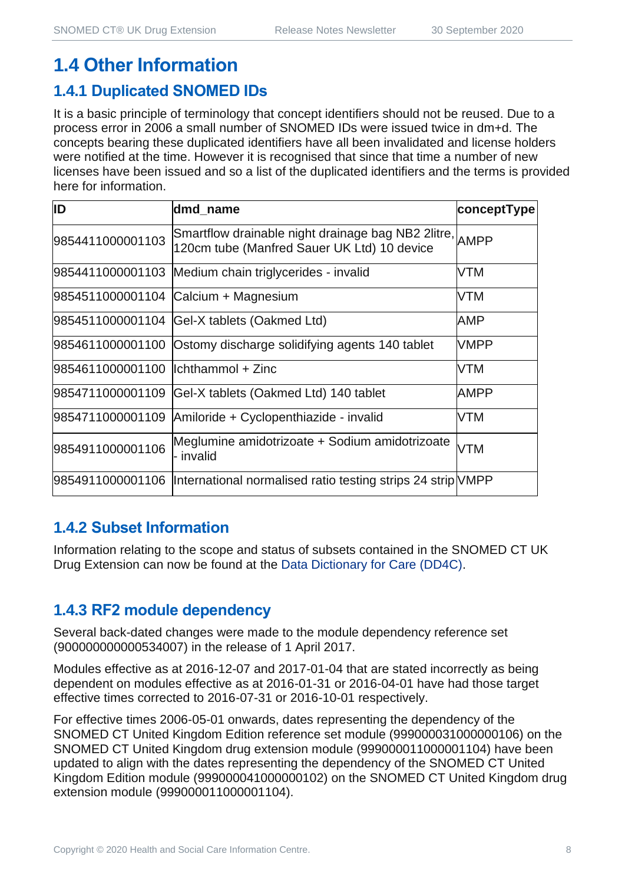## 1.4 Other Information

### 1.4.1 Duplicated SNOMED IDs

It is a basic principle of terminology that concept identifiers should not be reused. Due to a process error in 2006 a small number of SNOMED IDs were issued twice in dm+d. The concepts bearing these duplicated identifiers have all been invalidated and license holders were notified at the time. However it is recognised that since that time a number of new licenses have been issued and so a list of the duplicated identifiers and the terms is provided here for information.

| ID | dmd_name | conceptType |
|---|---|---|
| 9854411000001103 | Smartflow drainable night drainage bag NB2 2litre, 120cm tube (Manfred Sauer UK Ltd) 10 device | AMPP |
| 9854411000001103 | Medium chain triglycerides - invalid | VTM |
| 9854511000001104 | Calcium + Magnesium | VTM |
| 9854511000001104 | Gel-X tablets (Oakmed Ltd) | AMP |
| 9854611000001100 | Ostomy discharge solidifying agents 140 tablet | VMPP |
| 9854611000001100 | Ichthammol + Zinc | VTM |
| 9854711000001109 | Gel-X tablets (Oakmed Ltd) 140 tablet | AMPP |
| 9854711000001109 | Amiloride + Cyclopenthiazide - invalid | VTM |
| 9854911000001106 | Meglumine amidotrizoate + Sodium amidotrizoate - invalid | VTM |
| 9854911000001106 | International normalised ratio testing strips 24 strip | VMPP |

### 1.4.2 Subset Information

Information relating to the scope and status of subsets contained in the SNOMED CT UK Drug Extension can now be found at the Data Dictionary for Care (DD4C).

### 1.4.3 RF2 module dependency

Several back-dated changes were made to the module dependency reference set (900000000000534007) in the release of 1 April 2017.

Modules effective as at 2016-12-07 and 2017-01-04 that are stated incorrectly as being dependent on modules effective as at 2016-01-31 or 2016-04-01 have had those target effective times corrected to 2016-07-31 or 2016-10-01 respectively.

For effective times 2006-05-01 onwards, dates representing the dependency of the SNOMED CT United Kingdom Edition reference set module (999000031000000106) on the SNOMED CT United Kingdom drug extension module (999000011000001104) have been updated to align with the dates representing the dependency of the SNOMED CT United Kingdom Edition module (999000041000000102) on the SNOMED CT United Kingdom drug extension module (999000011000001104).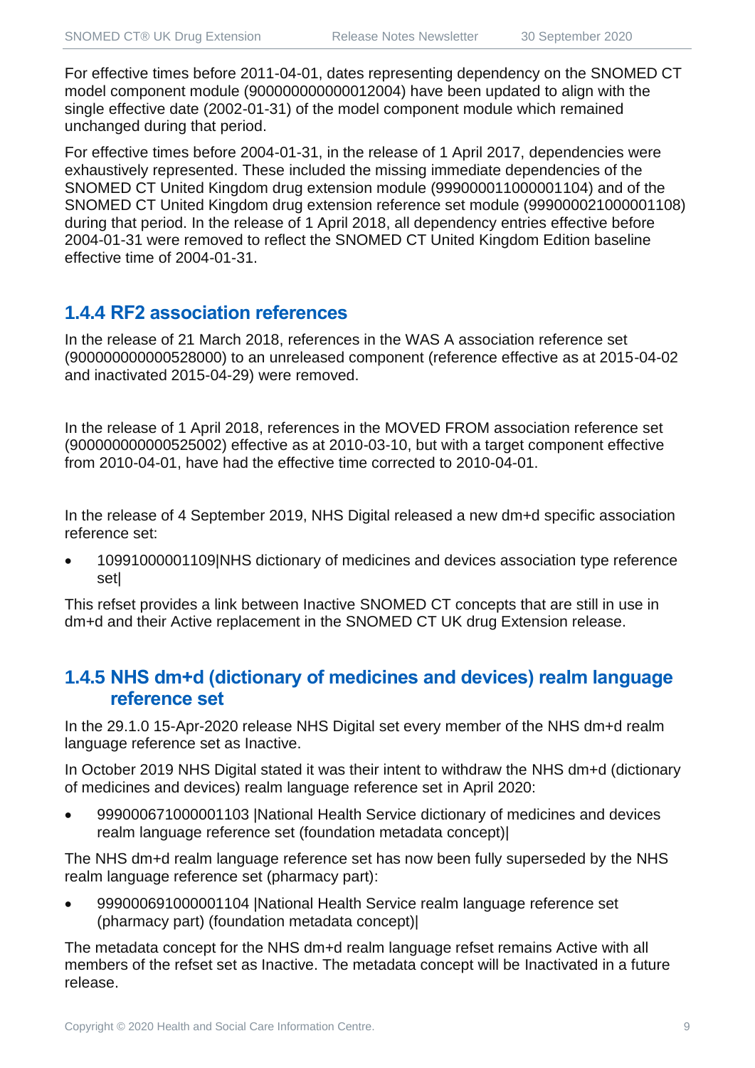For effective times before 2011-04-01, dates representing dependency on the SNOMED CT model component module (900000000000012004) have been updated to align with the single effective date (2002-01-31) of the model component module which remained unchanged during that period.

For effective times before 2004-01-31, in the release of 1 April 2017, dependencies were exhaustively represented. These included the missing immediate dependencies of the SNOMED CT United Kingdom drug extension module (999000011000001104) and of the SNOMED CT United Kingdom drug extension reference set module (999000021000001108) during that period. In the release of 1 April 2018, all dependency entries effective before 2004-01-31 were removed to reflect the SNOMED CT United Kingdom Edition baseline effective time of 2004-01-31.

### 1.4.4 RF2 association references

In the release of 21 March 2018, references in the WAS A association reference set (900000000000528000) to an unreleased component (reference effective as at 2015-04-02 and inactivated 2015-04-29) were removed.

In the release of 1 April 2018, references in the MOVED FROM association reference set (900000000000525002) effective as at 2010-03-10, but with a target component effective from 2010-04-01, have had the effective time corrected to 2010-04-01.

In the release of 4 September 2019, NHS Digital released a new dm+d specific association reference set:

- 10991000001109|NHS dictionary of medicines and devices association type reference set|

This refset provides a link between Inactive SNOMED CT concepts that are still in use in dm+d and their Active replacement in the SNOMED CT UK drug Extension release.

### 1.4.5 NHS dm+d (dictionary of medicines and devices) realm language reference set

In the 29.1.0 15-Apr-2020 release NHS Digital set every member of the NHS dm+d realm language reference set as Inactive.

In October 2019 NHS Digital stated it was their intent to withdraw the NHS dm+d (dictionary of medicines and devices) realm language reference set in April 2020:

- 999000671000001103 |National Health Service dictionary of medicines and devices realm language reference set (foundation metadata concept)|

The NHS dm+d realm language reference set has now been fully superseded by the NHS realm language reference set (pharmacy part):

- 999000691000001104 |National Health Service realm language reference set (pharmacy part) (foundation metadata concept)|

The metadata concept for the NHS dm+d realm language refset remains Active with all members of the refset set as Inactive. The metadata concept will be Inactivated in a future release.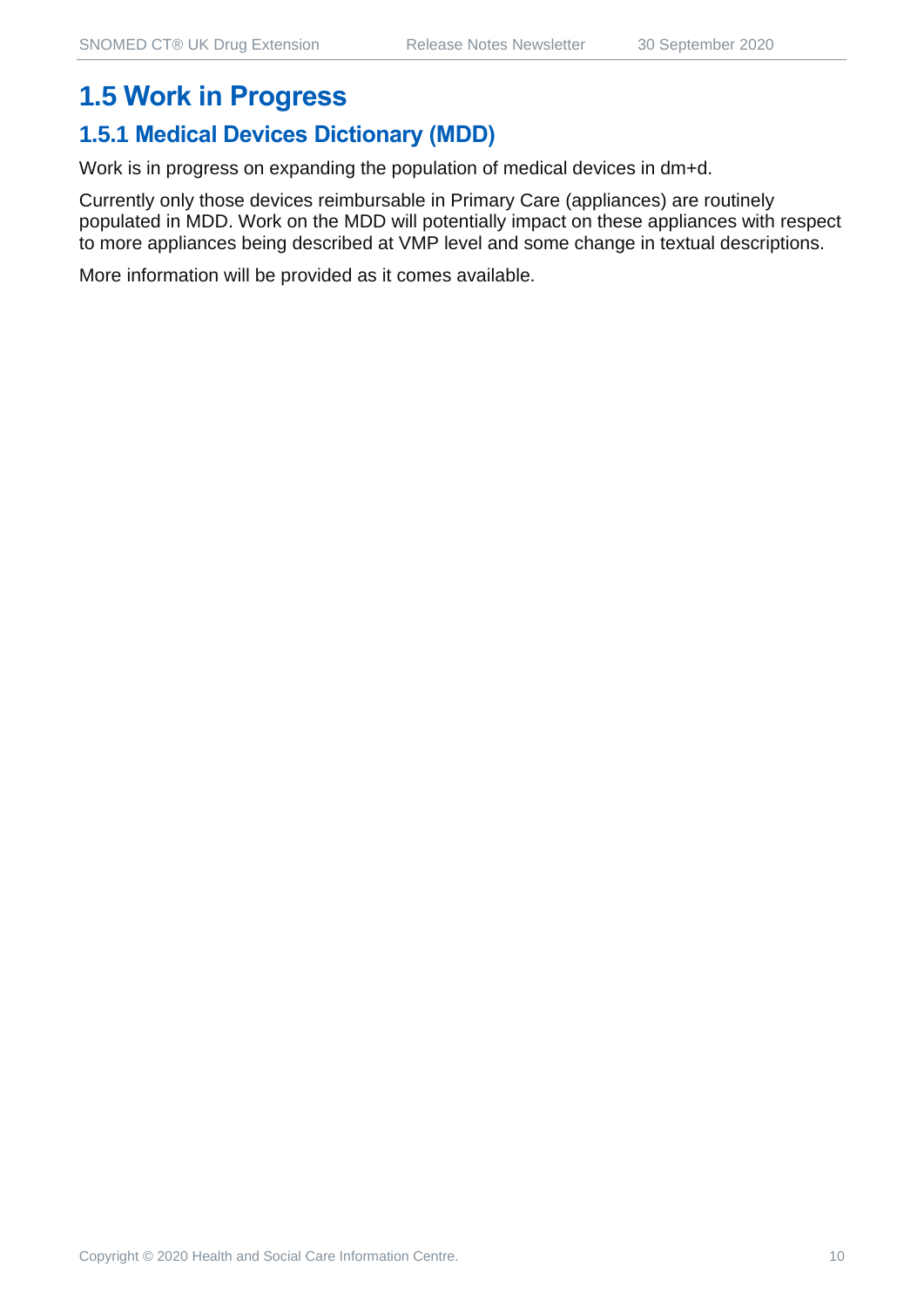## 1.5 Work in Progress

### 1.5.1 Medical Devices Dictionary (MDD)

Work is in progress on expanding the population of medical devices in dm+d.

Currently only those devices reimbursable in Primary Care (appliances) are routinely populated in MDD. Work on the MDD will potentially impact on these appliances with respect to more appliances being described at VMP level and some change in textual descriptions.

More information will be provided as it comes available.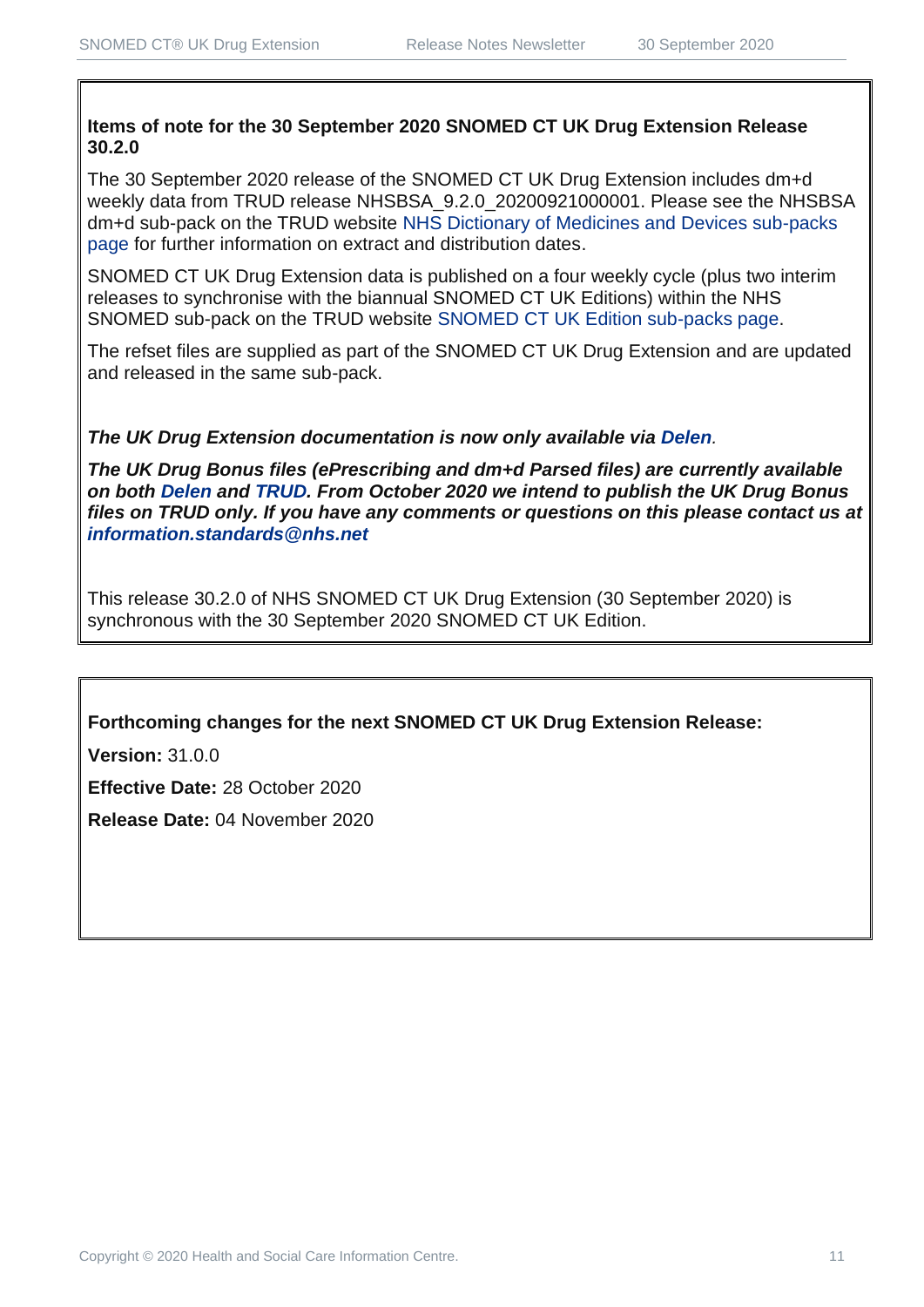**Items of note for the 30 September 2020 SNOMED CT UK Drug Extension Release 30.2.0**

The 30 September 2020 release of the SNOMED CT UK Drug Extension includes dm+d weekly data from TRUD release NHSBSA_9.2.0_20200921000001. Please see the NHSBSA dm+d sub-pack on the TRUD website NHS Dictionary of Medicines and Devices sub-packs page for further information on extract and distribution dates.

SNOMED CT UK Drug Extension data is published on a four weekly cycle (plus two interim releases to synchronise with the biannual SNOMED CT UK Editions) within the NHS SNOMED sub-pack on the TRUD website SNOMED CT UK Edition sub-packs page.

The refset files are supplied as part of the SNOMED CT UK Drug Extension and are updated and released in the same sub-pack.

***The UK Drug Extension documentation is now only available via Delen.***

***The UK Drug Bonus files (ePrescribing and dm+d Parsed files) are currently available on both Delen and TRUD. From October 2020 we intend to publish the UK Drug Bonus files on TRUD only. If you have any comments or questions on this please contact us at information.standards@nhs.net***

This release 30.2.0 of NHS SNOMED CT UK Drug Extension (30 September 2020) is synchronous with the 30 September 2020 SNOMED CT UK Edition.

**Forthcoming changes for the next SNOMED CT UK Drug Extension Release:**

**Version:** 31.0.0

**Effective Date:** 28 October 2020

**Release Date:** 04 November 2020